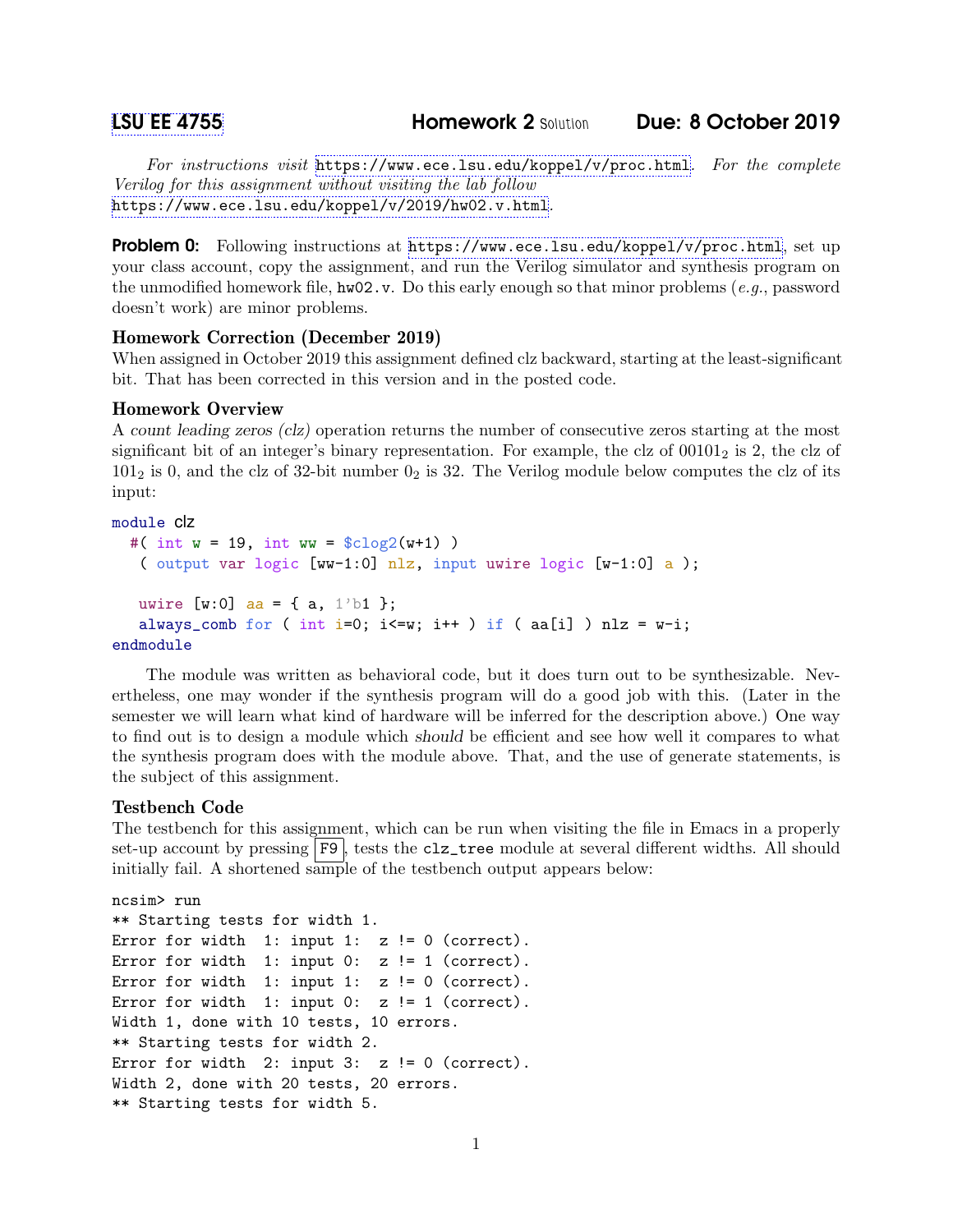# LSU EE 4755 — Homework 2 Solution — Due: 8 October 2019

*For instructions visit* https://www.ece.lsu.edu/koppel/v/proc.html. *For the complete Verilog for this assignment without visiting the lab follow* https://www.ece.lsu.edu/koppel/v/2019/hw02.v.html.

**Problem 0:** Following instructions at https://www.ece.lsu.edu/koppel/v/proc.html, set up your class account, copy the assignment, and run the Verilog simulator and synthesis program on the unmodified homework file, `hw02.v`. Do this early enough so that minor problems (*e.g.*, password doesn't work) are minor problems.

### Homework Correction (December 2019)

When assigned in October 2019 this assignment defined clz backward, starting at the least-significant bit. That has been corrected in this version and in the posted code.

### Homework Overview

A *count leading zeros (clz)* operation returns the number of consecutive zeros starting at the most significant bit of an integer's binary representation. For example, the clz of $00101_2$ is 2, the clz of $101_2$ is 0, and the clz of 32-bit number $0_2$ is 32. The Verilog module below computes the clz of its input:

```
module clz
  #( int w = 19, int ww = $clog2(w+1) )
   ( output var logic [ww-1:0] nlz, input uwire logic [w-1:0] a );

   uwire [w:0] aa = { a, 1'b1 };
   always_comb for ( int i=0; i<=w; i++ ) if ( aa[i] ) nlz = w-i;
endmodule
```

The module was written as behavioral code, but it does turn out to be synthesizable. Nevertheless, one may wonder if the synthesis program will do a good job with this. (Later in the semester we will learn what kind of hardware will be inferred for the description above.) One way to find out is to design a module which *should* be efficient and see how well it compares to what the synthesis program does with the module above. That, and the use of generate statements, is the subject of this assignment.

### Testbench Code

The testbench for this assignment, which can be run when visiting the file in Emacs in a properly set-up account by pressing F9, tests the `clz_tree` module at several different widths. All should initially fail. A shortened sample of the testbench output appears below:

```
ncsim> run
** Starting tests for width 1.
Error for width  1: input 1:  z != 0 (correct).
Error for width  1: input 0:  z != 1 (correct).
Error for width  1: input 1:  z != 0 (correct).
Error for width  1: input 0:  z != 1 (correct).
Width 1, done with 10 tests, 10 errors.
** Starting tests for width 2.
Error for width  2: input 3:  z != 0 (correct).
Width 2, done with 20 tests, 20 errors.
** Starting tests for width 5.
```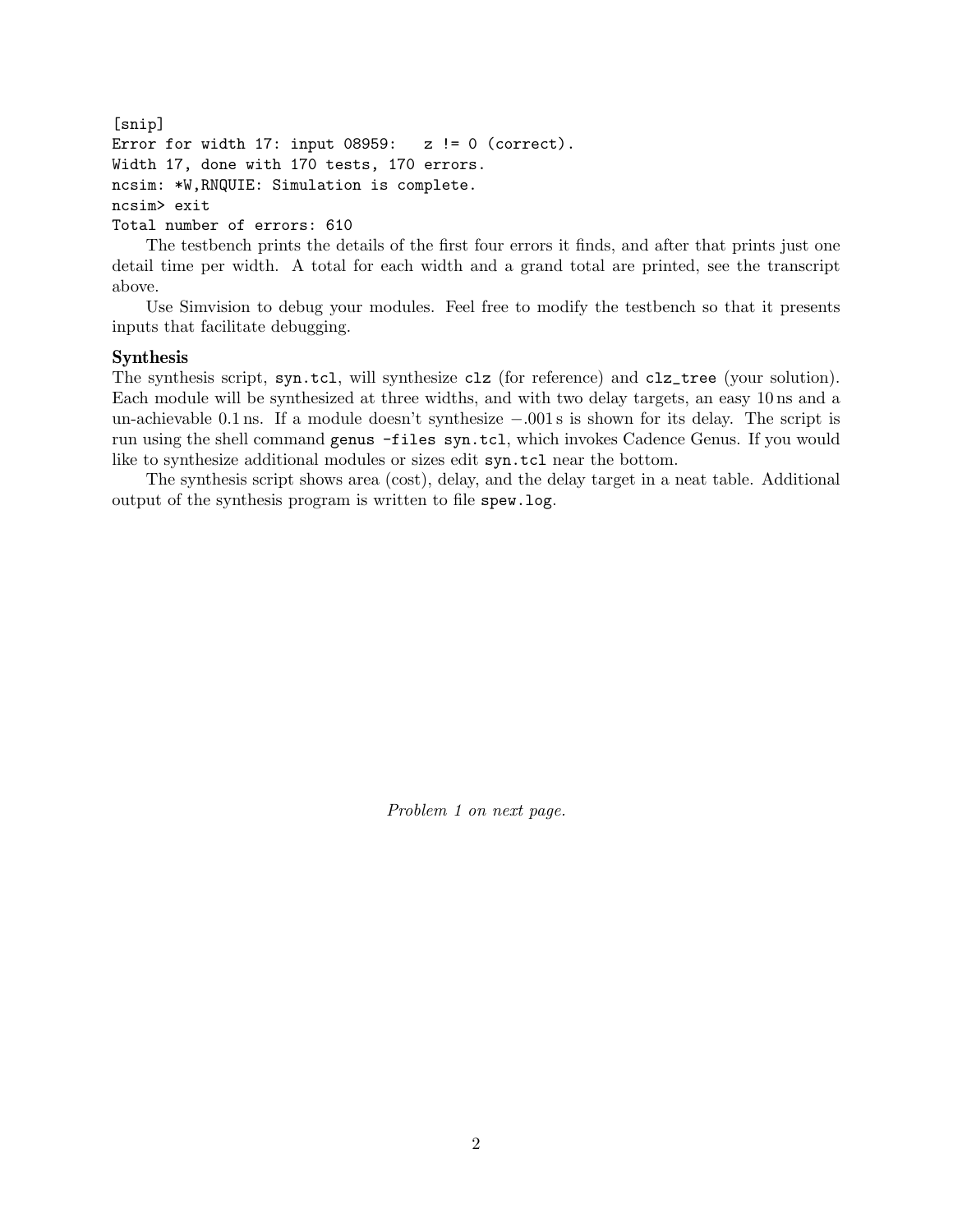```
[snip]
Error for width 17: input 08959:   z != 0 (correct).
Width 17, done with 170 tests, 170 errors.
ncsim: *W,RNQUIE: Simulation is complete.
ncsim> exit
Total number of errors: 610
```

The testbench prints the details of the first four errors it finds, and after that prints just one detail time per width. A total for each width and a grand total are printed, see the transcript above.

Use Simvision to debug your modules. Feel free to modify the testbench so that it presents inputs that facilitate debugging.

### Synthesis

The synthesis script, `syn.tcl`, will synthesize `clz` (for reference) and `clz_tree` (your solution). Each module will be synthesized at three widths, and with two delay targets, an easy 10 ns and a un-achievable 0.1 ns. If a module doesn't synthesize −.001 s is shown for its delay. The script is run using the shell command `genus -files syn.tcl`, which invokes Cadence Genus. If you would like to synthesize additional modules or sizes edit `syn.tcl` near the bottom.

The synthesis script shows area (cost), delay, and the delay target in a neat table. Additional output of the synthesis program is written to file `spew.log`.

*Problem 1 on next page.*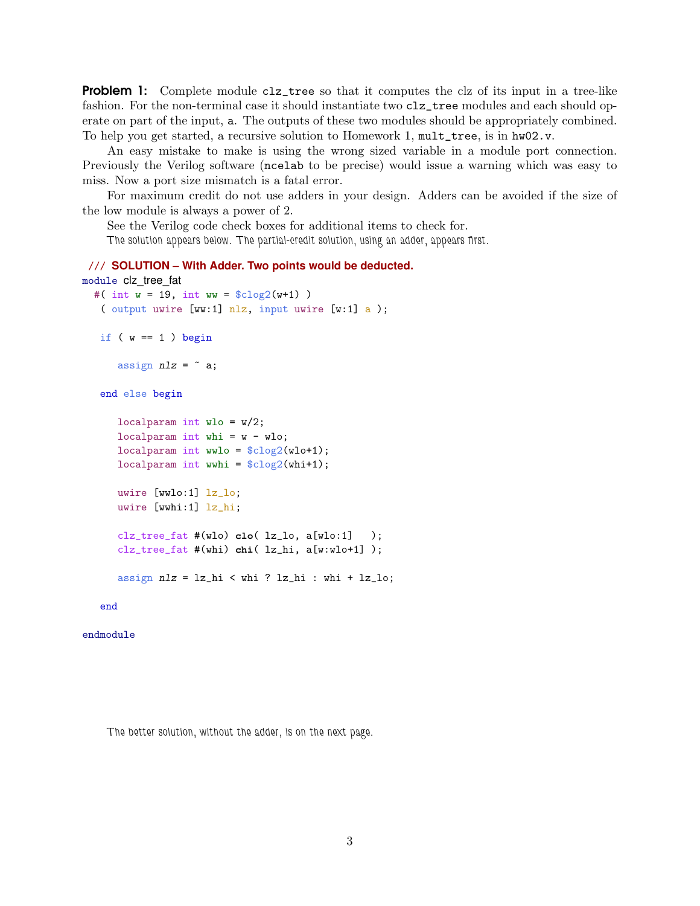**Problem 1:** Complete module `clz_tree` so that it computes the clz of its input in a tree-like fashion. For the non-terminal case it should instantiate two `clz_tree` modules and each should operate on part of the input, `a`. The outputs of these two modules should be appropriately combined. To help you get started, a recursive solution to Homework 1, `mult_tree`, is in `hw02.v`.

An easy mistake to make is using the wrong sized variable in a module port connection. Previously the Verilog software (`ncelab` to be precise) would issue a warning which was easy to miss. Now a port size mismatch is a fatal error.

For maximum credit do not use adders in your design. Adders can be avoided if the size of the low module is always a power of 2.

See the Verilog code check boxes for additional items to check for.

*The solution appears below. The partial-credit solution, using an adder, appears first.*

```
/// SOLUTION – With Adder. Two points would be deducted.
module clz_tree_fat
  #( int w = 19, int ww = $clog2(w+1) )
   ( output uwire [ww:1] nlz, input uwire [w:1] a );

   if ( w == 1 ) begin

      assign nlz = ~ a;

   end else begin

      localparam int wlo = w/2;
      localparam int whi = w - wlo;
      localparam int wwlo = $clog2(wlo+1);
      localparam int wwhi = $clog2(whi+1);

      uwire [wwlo:1] lz_lo;
      uwire [wwhi:1] lz_hi;

      clz_tree_fat #(wlo) clo( lz_lo, a[wlo:1]   );
      clz_tree_fat #(whi) chi( lz_hi, a[w:wlo+1] );

      assign nlz = lz_hi < whi ? lz_hi : whi + lz_lo;

   end

endmodule
```

*The better solution, without the adder, is on the next page.*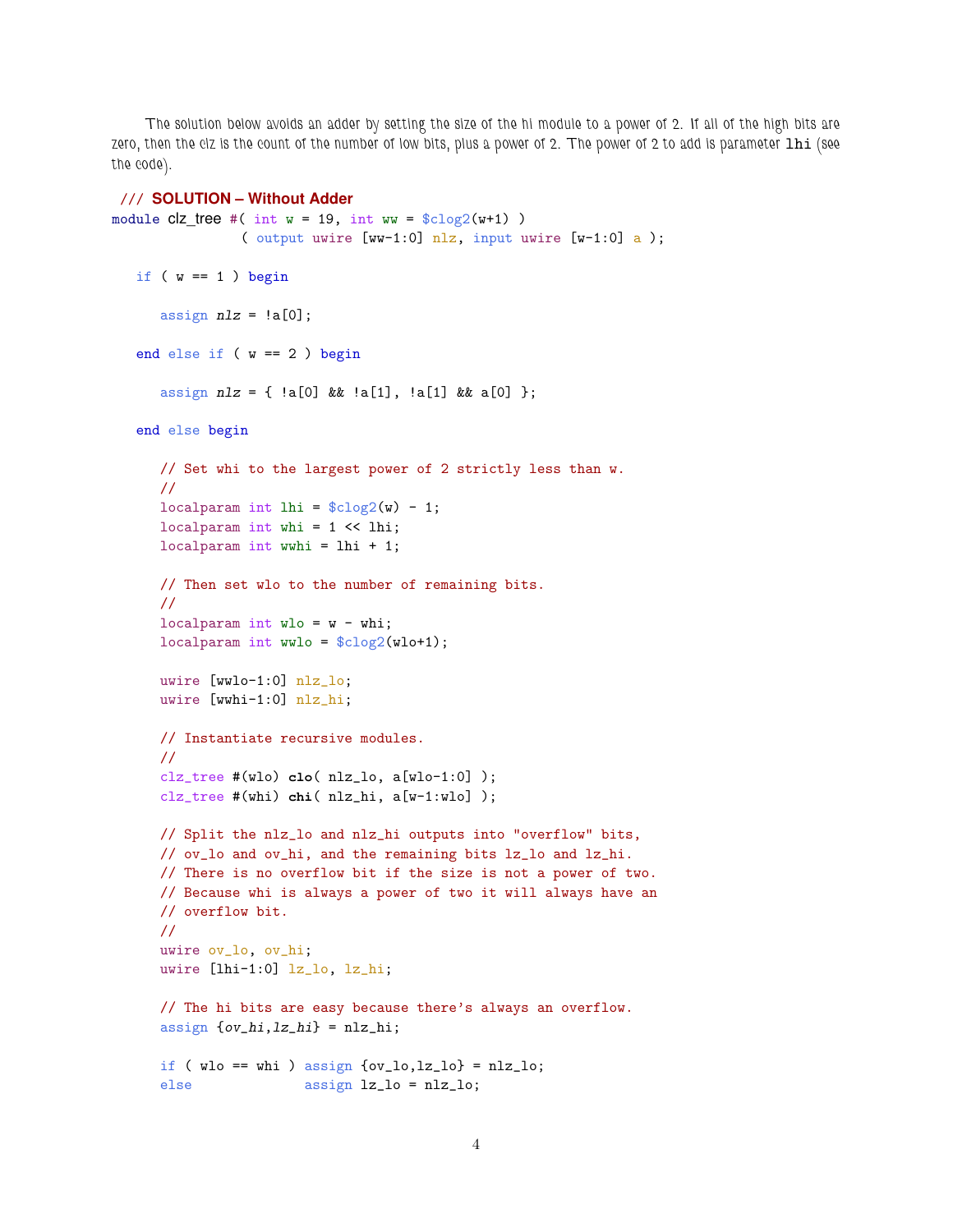The solution below avoids an adder by setting the size of the hi module to a power of 2. If all of the high bits are zero, then the clz is the count of the number of low bits, plus a power of 2. The power of 2 to add is parameter **lhi** (see the code).

```
 /// SOLUTION – Without Adder
module clz_tree #( int w = 19, int ww = $clog2(w+1) )
                ( output uwire [ww-1:0] nlz, input uwire [w-1:0] a );

   if ( w == 1 ) begin

      assign nlz = !a[0];

   end else if ( w == 2 ) begin

      assign nlz = { !a[0] && !a[1], !a[1] && a[0] };

   end else begin

      // Set whi to the largest power of 2 strictly less than w.
      //
      localparam int lhi = $clog2(w) - 1;
      localparam int whi = 1 << lhi;
      localparam int wwhi = lhi + 1;

      // Then set wlo to the number of remaining bits.
      //
      localparam int wlo = w - whi;
      localparam int wwlo = $clog2(wlo+1);

      uwire [wwlo-1:0] nlz_lo;
      uwire [wwhi-1:0] nlz_hi;

      // Instantiate recursive modules.
      //
      clz_tree #(wlo) clo( nlz_lo, a[wlo-1:0] );
      clz_tree #(whi) chi( nlz_hi, a[w-1:wlo] );

      // Split the nlz_lo and nlz_hi outputs into "overflow" bits,
      // ov_lo and ov_hi, and the remaining bits lz_lo and lz_hi.
      // There is no overflow bit if the size is not a power of two.
      // Because whi is always a power of two it will always have an
      // overflow bit.
      //
      uwire ov_lo, ov_hi;
      uwire [lhi-1:0] lz_lo, lz_hi;

      // The hi bits are easy because there's always an overflow.
      assign {ov_hi,lz_hi} = nlz_hi;

      if ( wlo == whi ) assign {ov_lo,lz_lo} = nlz_lo;
      else              assign lz_lo = nlz_lo;
```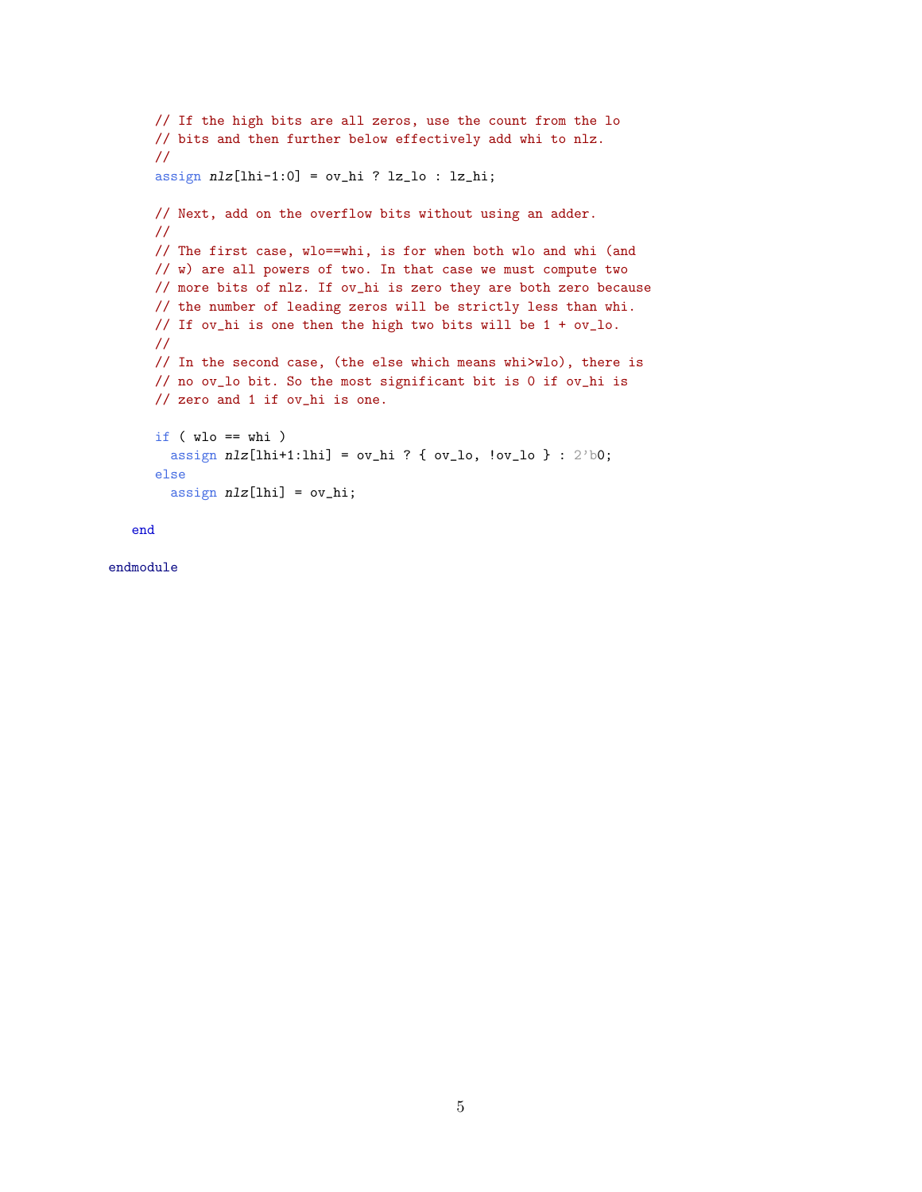```
      // If the high bits are all zeros, use the count from the lo
      // bits and then further below effectively add whi to nlz.
      //
      assign nlz[lhi-1:0] = ov_hi ? lz_lo : lz_hi;

      // Next, add on the overflow bits without using an adder.
      //
      // The first case, wlo==whi, is for when both wlo and whi (and
      // w) are all powers of two. In that case we must compute two
      // more bits of nlz. If ov_hi is zero they are both zero because
      // the number of leading zeros will be strictly less than whi.
      // If ov_hi is one then the high two bits will be 1 + ov_lo.
      //
      // In the second case, (the else which means whi>wlo), there is
      // no ov_lo bit. So the most significant bit is 0 if ov_hi is
      // zero and 1 if ov_hi is one.

      if ( wlo == whi )
        assign nlz[lhi+1:lhi] = ov_hi ? { ov_lo, !ov_lo } : 2'b0;
      else
        assign nlz[lhi] = ov_hi;

   end

endmodule
```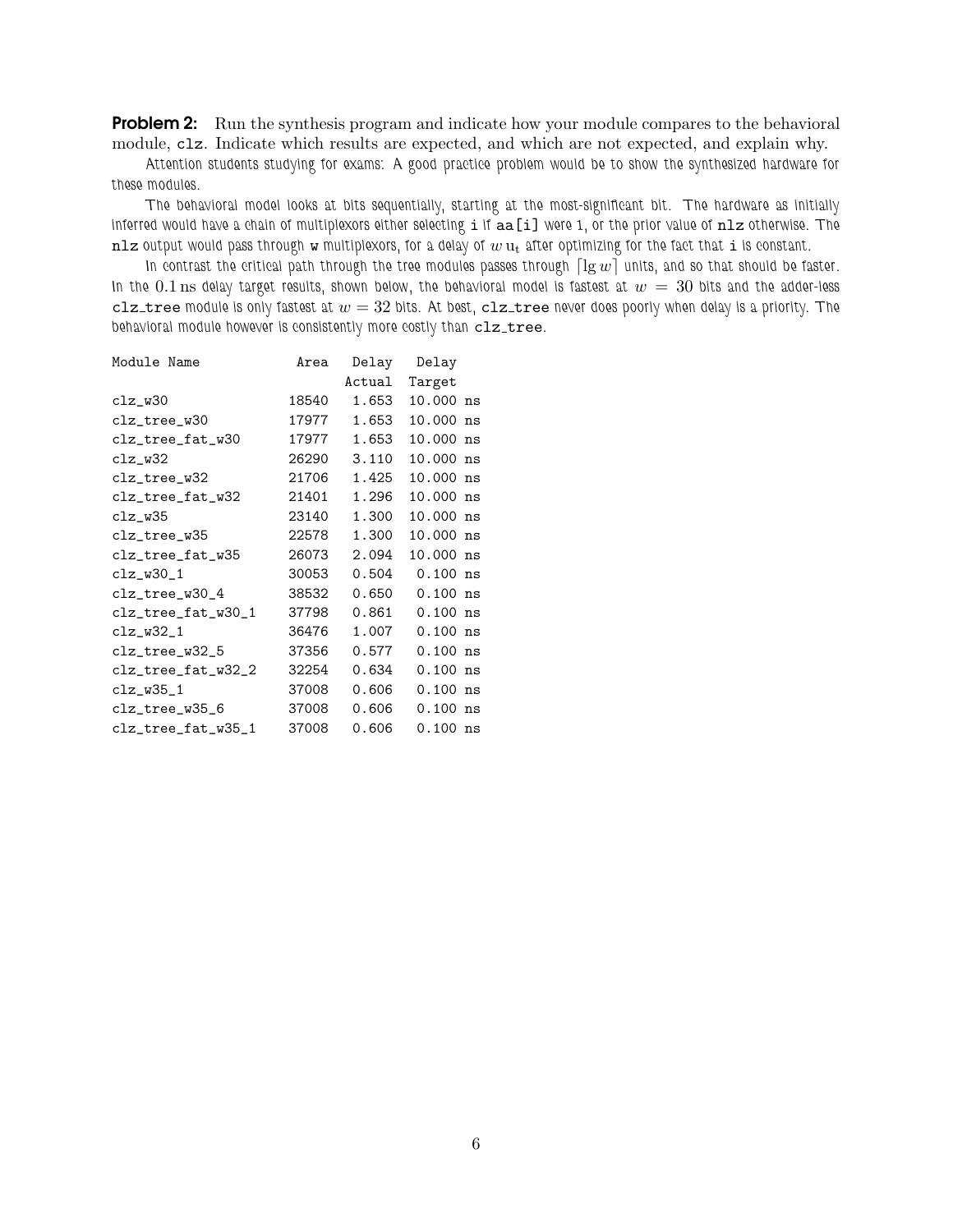**Problem 2:** Run the synthesis program and indicate how your module compares to the behavioral module, `clz`. Indicate which results are expected, and which are not expected, and explain why.

*Attention students studying for exams: A good practice problem would be to show the synthesized hardware for these modules.*

*The behavioral model looks at bits sequentially, starting at the most-significant bit. The hardware as initially inferred would have a chain of multiplexors either selecting* `i` *if* `aa[i]` *were 1, or the prior value of* `nlz` *otherwise. The* `nlz` *output would pass through* `w` *multiplexors, for a delay of* $w\,\mathrm{u_t}$ *after optimizing for the fact that* `i` *is constant.*

*In contrast the critical path through the tree modules passes through* $\lceil \lg w \rceil$ *units, and so that should be faster. In the* $0.1\,\mathrm{ns}$ *delay target results, shown below, the behavioral model is fastest at* $w = 30$ *bits and the adder-less* `clz_tree` *module is only fastest at* $w = 32$ *bits. At best,* `clz_tree` *never does poorly when delay is a priority. The behavioral module however is consistently more costly than* `clz_tree`*.*

| Module Name | Area | Delay Actual | Delay Target |
|---|---|---|---|
| clz_w30 | 18540 | 1.653 | 10.000 ns |
| clz_tree_w30 | 17977 | 1.653 | 10.000 ns |
| clz_tree_fat_w30 | 17977 | 1.653 | 10.000 ns |
| clz_w32 | 26290 | 3.110 | 10.000 ns |
| clz_tree_w32 | 21706 | 1.425 | 10.000 ns |
| clz_tree_fat_w32 | 21401 | 1.296 | 10.000 ns |
| clz_w35 | 23140 | 1.300 | 10.000 ns |
| clz_tree_w35 | 22578 | 1.300 | 10.000 ns |
| clz_tree_fat_w35 | 26073 | 2.094 | 10.000 ns |
| clz_w30_1 | 30053 | 0.504 | 0.100 ns |
| clz_tree_w30_4 | 38532 | 0.650 | 0.100 ns |
| clz_tree_fat_w30_1 | 37798 | 0.861 | 0.100 ns |
| clz_w32_1 | 36476 | 1.007 | 0.100 ns |
| clz_tree_w32_5 | 37356 | 0.577 | 0.100 ns |
| clz_tree_fat_w32_2 | 32254 | 0.634 | 0.100 ns |
| clz_w35_1 | 37008 | 0.606 | 0.100 ns |
| clz_tree_w35_6 | 37008 | 0.606 | 0.100 ns |
| clz_tree_fat_w35_1 | 37008 | 0.606 | 0.100 ns |